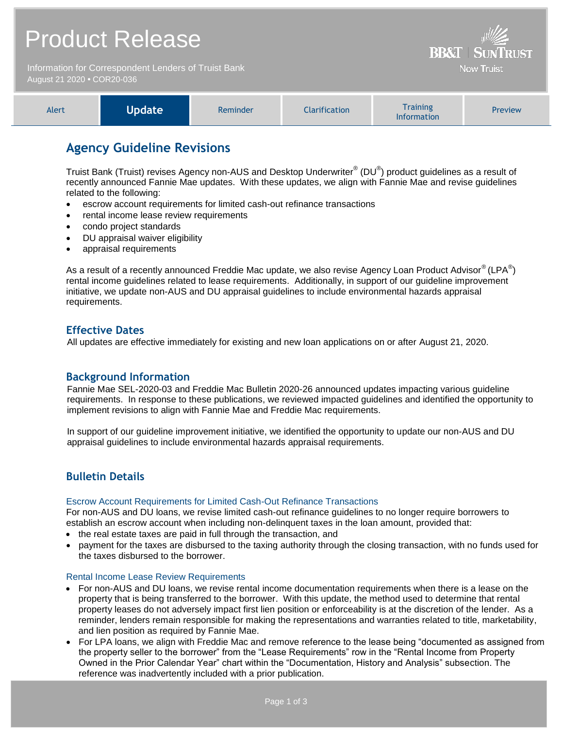# Product Release

Information for Correspondent Lenders of Truist Bank
August 21 2020 • COR20-036

BB&T | SUNTRUST
Now Truist

| Alert | **Update** | Reminder | Clarification | Training Information | Preview |
|---|---|---|---|---|---|

## Agency Guideline Revisions

Truist Bank (Truist) revises Agency non-AUS and Desktop Underwriter® (DU®) product guidelines as a result of recently announced Fannie Mae updates. With these updates, we align with Fannie Mae and revise guidelines related to the following:

- escrow account requirements for limited cash-out refinance transactions
- rental income lease review requirements
- condo project standards
- DU appraisal waiver eligibility
- appraisal requirements

As a result of a recently announced Freddie Mac update, we also revise Agency Loan Product Advisor® (LPA®) rental income guidelines related to lease requirements. Additionally, in support of our guideline improvement initiative, we update non-AUS and DU appraisal guidelines to include environmental hazards appraisal requirements.

### Effective Dates

All updates are effective immediately for existing and new loan applications on or after August 21, 2020.

### Background Information

Fannie Mae SEL-2020-03 and Freddie Mac Bulletin 2020-26 announced updates impacting various guideline requirements. In response to these publications, we reviewed impacted guidelines and identified the opportunity to implement revisions to align with Fannie Mae and Freddie Mac requirements.

In support of our guideline improvement initiative, we identified the opportunity to update our non-AUS and DU appraisal guidelines to include environmental hazards appraisal requirements.

### Bulletin Details

#### Escrow Account Requirements for Limited Cash-Out Refinance Transactions

For non-AUS and DU loans, we revise limited cash-out refinance guidelines to no longer require borrowers to establish an escrow account when including non-delinquent taxes in the loan amount, provided that:

- the real estate taxes are paid in full through the transaction, and
- payment for the taxes are disbursed to the taxing authority through the closing transaction, with no funds used for the taxes disbursed to the borrower.

#### Rental Income Lease Review Requirements

- For non-AUS and DU loans, we revise rental income documentation requirements when there is a lease on the property that is being transferred to the borrower. With this update, the method used to determine that rental property leases do not adversely impact first lien position or enforceability is at the discretion of the lender. As a reminder, lenders remain responsible for making the representations and warranties related to title, marketability, and lien position as required by Fannie Mae.
- For LPA loans, we align with Freddie Mac and remove reference to the lease being "documented as assigned from the property seller to the borrower" from the "Lease Requirements" row in the "Rental Income from Property Owned in the Prior Calendar Year" chart within the "Documentation, History and Analysis" subsection. The reference was inadvertently included with a prior publication.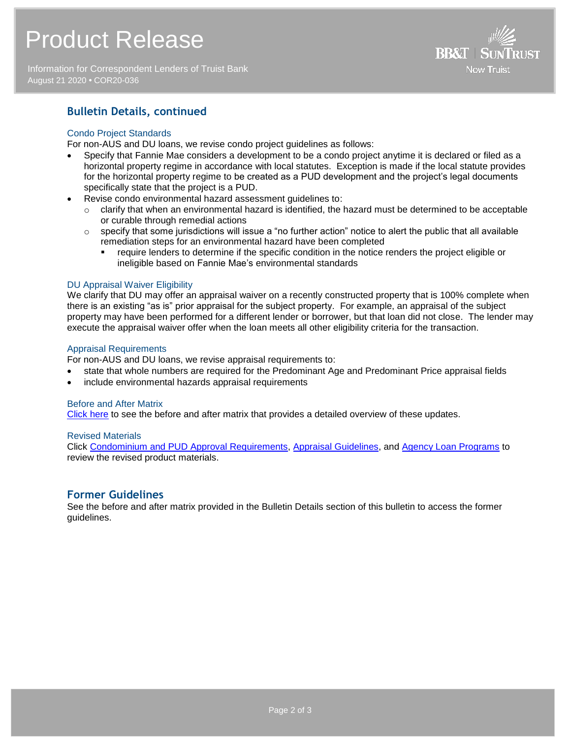## Bulletin Details, continued

### Condo Project Standards

For non-AUS and DU loans, we revise condo project guidelines as follows:

- Specify that Fannie Mae considers a development to be a condo project anytime it is declared or filed as a horizontal property regime in accordance with local statutes. Exception is made if the local statute provides for the horizontal property regime to be created as a PUD development and the project's legal documents specifically state that the project is a PUD.
- Revise condo environmental hazard assessment guidelines to:
  - clarify that when an environmental hazard is identified, the hazard must be determined to be acceptable or curable through remedial actions
  - specify that some jurisdictions will issue a "no further action" notice to alert the public that all available remediation steps for an environmental hazard have been completed
    - require lenders to determine if the specific condition in the notice renders the project eligible or ineligible based on Fannie Mae's environmental standards

### DU Appraisal Waiver Eligibility

We clarify that DU may offer an appraisal waiver on a recently constructed property that is 100% complete when there is an existing "as is" prior appraisal for the subject property. For example, an appraisal of the subject property may have been performed for a different lender or borrower, but that loan did not close. The lender may execute the appraisal waiver offer when the loan meets all other eligibility criteria for the transaction.

### Appraisal Requirements

For non-AUS and DU loans, we revise appraisal requirements to:

- state that whole numbers are required for the Predominant Age and Predominant Price appraisal fields
- include environmental hazards appraisal requirements

### Before and After Matrix

Click here to see the before and after matrix that provides a detailed overview of these updates.

### Revised Materials

Click Condominium and PUD Approval Requirements, Appraisal Guidelines, and Agency Loan Programs to review the revised product materials.

## Former Guidelines

See the before and after matrix provided in the Bulletin Details section of this bulletin to access the former guidelines.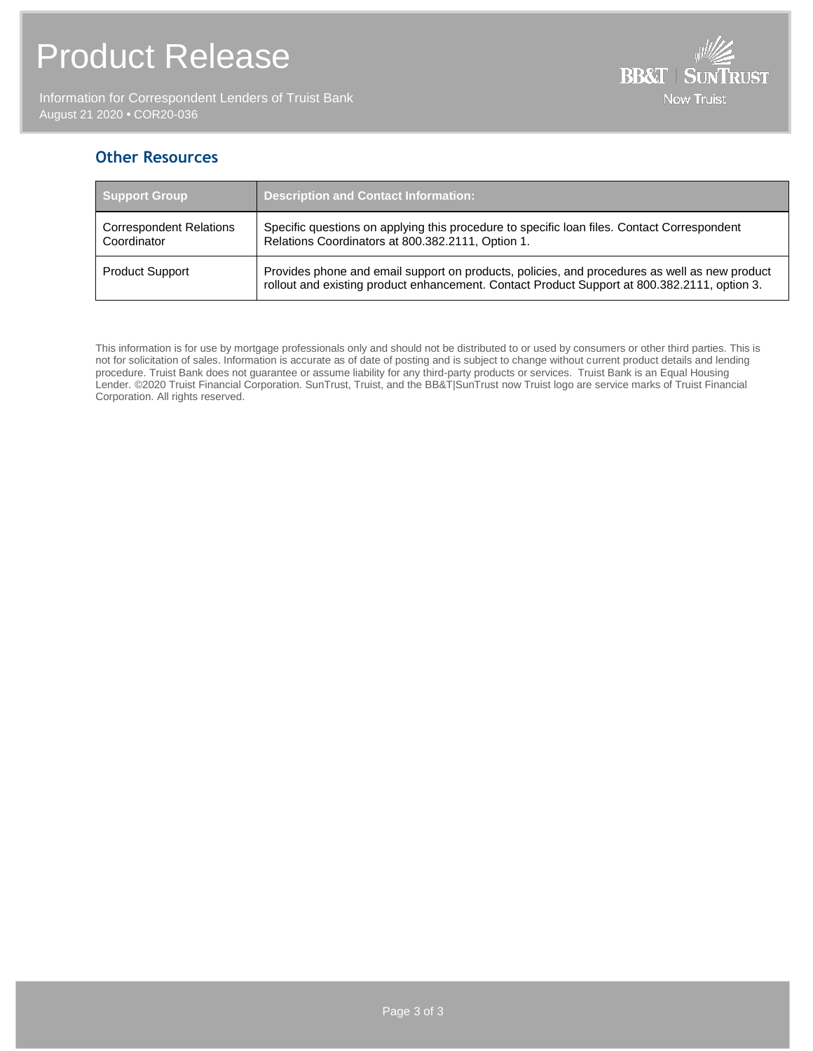## Other Resources

| Support Group | Description and Contact Information: |
| --- | --- |
| Correspondent Relations Coordinator | Specific questions on applying this procedure to specific loan files. Contact Correspondent Relations Coordinators at 800.382.2111, Option 1. |
| Product Support | Provides phone and email support on products, policies, and procedures as well as new product rollout and existing product enhancement. Contact Product Support at 800.382.2111, option 3. |

This information is for use by mortgage professionals only and should not be distributed to or used by consumers or other third parties. This is not for solicitation of sales. Information is accurate as of date of posting and is subject to change without current product details and lending procedure. Truist Bank does not guarantee or assume liability for any third-party products or services. Truist Bank is an Equal Housing Lender. ©2020 Truist Financial Corporation. SunTrust, Truist, and the BB&T|SunTrust now Truist logo are service marks of Truist Financial Corporation. All rights reserved.